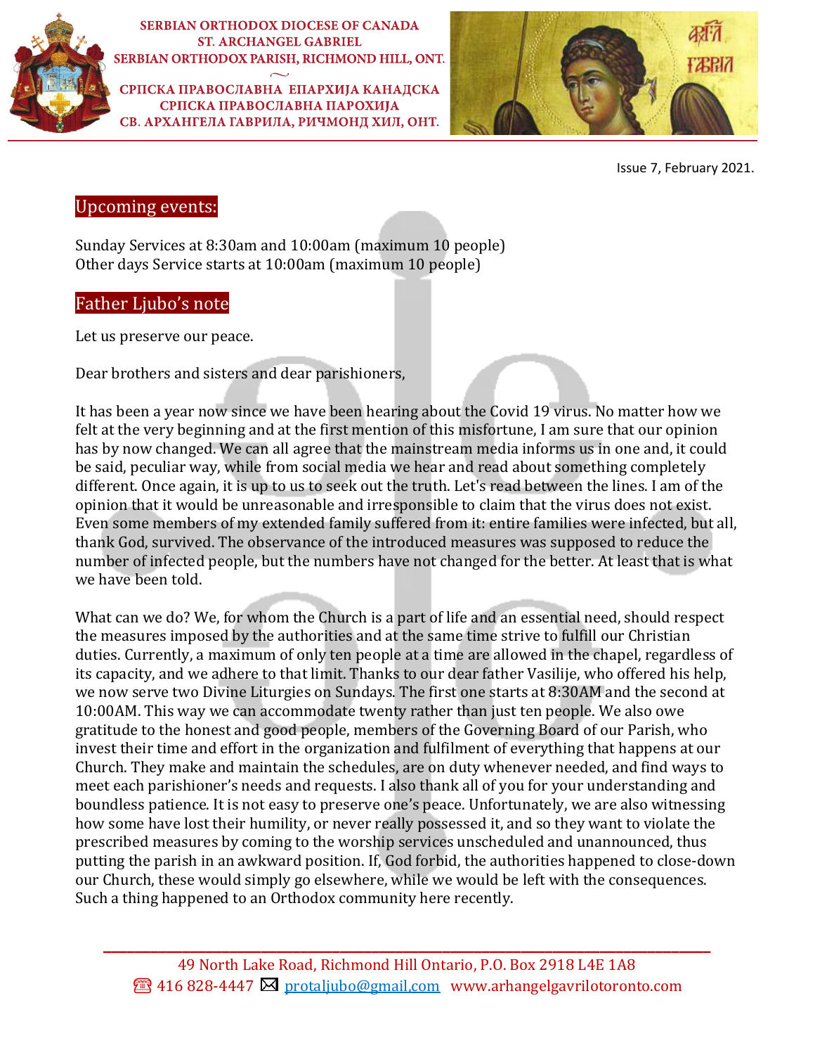SERBIAN ORTHODOX DIOCESE OF CANADA
ST. ARCHANGEL GABRIEL
SERBIAN ORTHODOX PARISH, RICHMOND HILL, ONT.

СРПСКА ПРАВОСЛАВНА ЕПАРХИЈА КАНАДСКА
СРПСКА ПРАВОСЛАВНА ПАРОХИЈА
СВ. АРХАНГЕЛА ГАВРИЛА, РИЧМОНД ХИЛ, ОНТ.

Issue 7, February 2021.

## Upcoming events:

Sunday Services at 8:30am and 10:00am (maximum 10 people)
Other days Service starts at 10:00am (maximum 10 people)

## Father Ljubo's note

Let us preserve our peace.

Dear brothers and sisters and dear parishioners,

It has been a year now since we have been hearing about the Covid 19 virus. No matter how we felt at the very beginning and at the first mention of this misfortune, I am sure that our opinion has by now changed. We can all agree that the mainstream media informs us in one and, it could be said, peculiar way, while from social media we hear and read about something completely different. Once again, it is up to us to seek out the truth. Let's read between the lines. I am of the opinion that it would be unreasonable and irresponsible to claim that the virus does not exist. Even some members of my extended family suffered from it: entire families were infected, but all, thank God, survived. The observance of the introduced measures was supposed to reduce the number of infected people, but the numbers have not changed for the better. At least that is what we have been told.

What can we do? We, for whom the Church is a part of life and an essential need, should respect the measures imposed by the authorities and at the same time strive to fulfill our Christian duties. Currently, a maximum of only ten people at a time are allowed in the chapel, regardless of its capacity, and we adhere to that limit. Thanks to our dear father Vasilije, who offered his help, we now serve two Divine Liturgies on Sundays. The first one starts at 8:30AM and the second at 10:00AM. This way we can accommodate twenty rather than just ten people. We also owe gratitude to the honest and good people, members of the Governing Board of our Parish, who invest their time and effort in the organization and fulfilment of everything that happens at our Church. They make and maintain the schedules, are on duty whenever needed, and find ways to meet each parishioner's needs and requests. I also thank all of you for your understanding and boundless patience. It is not easy to preserve one's peace. Unfortunately, we are also witnessing how some have lost their humility, or never really possessed it, and so they want to violate the prescribed measures by coming to the worship services unscheduled and unannounced, thus putting the parish in an awkward position. If, God forbid, the authorities happened to close-down our Church, these would simply go elsewhere, while we would be left with the consequences. Such a thing happened to an Orthodox community here recently.

49 North Lake Road, Richmond Hill Ontario, P.O. Box 2918 L4E 1A8
☎ 416 828-4447 ✉ protaljubo@gmail.com www.arhangelgavrilotoronto.com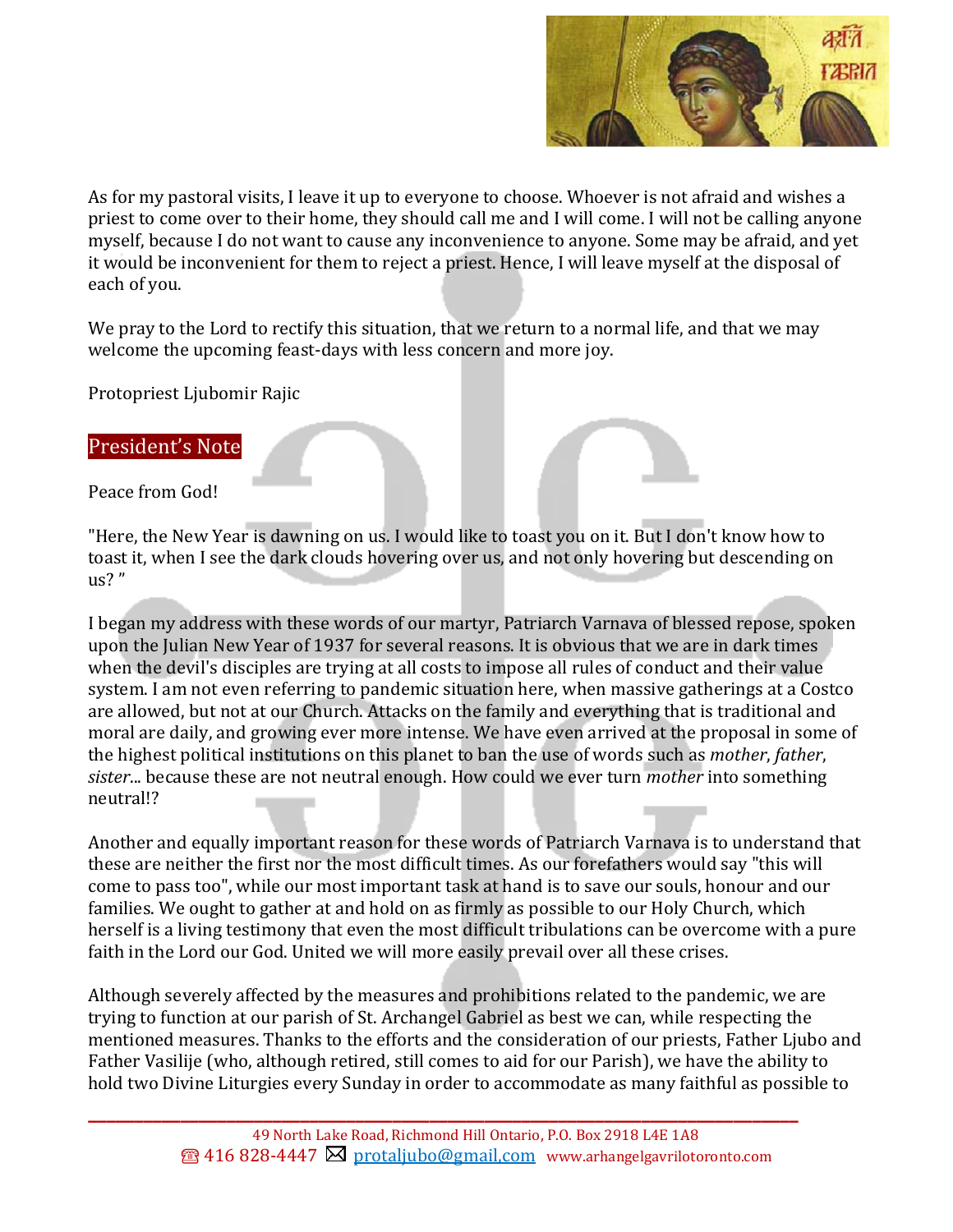As for my pastoral visits, I leave it up to everyone to choose. Whoever is not afraid and wishes a priest to come over to their home, they should call me and I will come. I will not be calling anyone myself, because I do not want to cause any inconvenience to anyone. Some may be afraid, and yet it would be inconvenient for them to reject a priest. Hence, I will leave myself at the disposal of each of you.

We pray to the Lord to rectify this situation, that we return to a normal life, and that we may welcome the upcoming feast-days with less concern and more joy.

Protopriest Ljubomir Rajic

## President's Note

Peace from God!

"Here, the New Year is dawning on us. I would like to toast you on it. But I don't know how to toast it, when I see the dark clouds hovering over us, and not only hovering but descending on us? "

I began my address with these words of our martyr, Patriarch Varnava of blessed repose, spoken upon the Julian New Year of 1937 for several reasons. It is obvious that we are in dark times when the devil's disciples are trying at all costs to impose all rules of conduct and their value system. I am not even referring to pandemic situation here, when massive gatherings at a Costco are allowed, but not at our Church. Attacks on the family and everything that is traditional and moral are daily, and growing ever more intense. We have even arrived at the proposal in some of the highest political institutions on this planet to ban the use of words such as *mother*, *father*, *sister*... because these are not neutral enough. How could we ever turn *mother* into something neutral!?

Another and equally important reason for these words of Patriarch Varnava is to understand that these are neither the first nor the most difficult times. As our forefathers would say "this will come to pass too", while our most important task at hand is to save our souls, honour and our families. We ought to gather at and hold on as firmly as possible to our Holy Church, which herself is a living testimony that even the most difficult tribulations can be overcome with a pure faith in the Lord our God. United we will more easily prevail over all these crises.

Although severely affected by the measures and prohibitions related to the pandemic, we are trying to function at our parish of St. Archangel Gabriel as best we can, while respecting the mentioned measures. Thanks to the efforts and the consideration of our priests, Father Ljubo and Father Vasilije (who, although retired, still comes to aid for our Parish), we have the ability to hold two Divine Liturgies every Sunday in order to accommodate as many faithful as possible to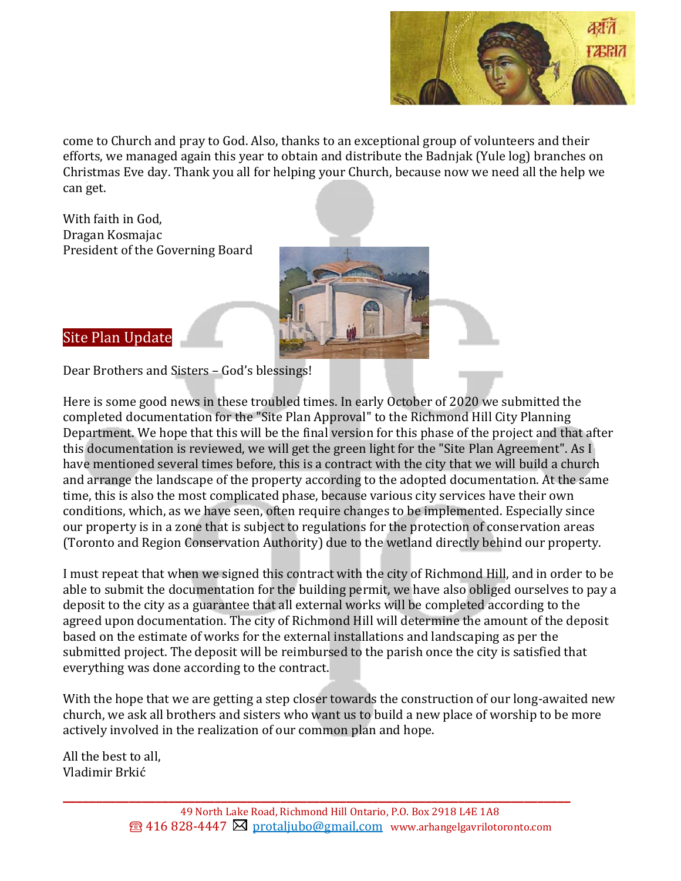come to Church and pray to God. Also, thanks to an exceptional group of volunteers and their efforts, we managed again this year to obtain and distribute the Badnjak (Yule log) branches on Christmas Eve day. Thank you all for helping your Church, because now we need all the help we can get.

With faith in God,
Dragan Kosmajac
President of the Governing Board

## Site Plan Update

Dear Brothers and Sisters – God's blessings!

Here is some good news in these troubled times. In early October of 2020 we submitted the completed documentation for the "Site Plan Approval" to the Richmond Hill City Planning Department. We hope that this will be the final version for this phase of the project and that after this documentation is reviewed, we will get the green light for the "Site Plan Agreement". As I have mentioned several times before, this is a contract with the city that we will build a church and arrange the landscape of the property according to the adopted documentation. At the same time, this is also the most complicated phase, because various city services have their own conditions, which, as we have seen, often require changes to be implemented. Especially since our property is in a zone that is subject to regulations for the protection of conservation areas (Toronto and Region Conservation Authority) due to the wetland directly behind our property.

I must repeat that when we signed this contract with the city of Richmond Hill, and in order to be able to submit the documentation for the building permit, we have also obliged ourselves to pay a deposit to the city as a guarantee that all external works will be completed according to the agreed upon documentation. The city of Richmond Hill will determine the amount of the deposit based on the estimate of works for the external installations and landscaping as per the submitted project. The deposit will be reimbursed to the parish once the city is satisfied that everything was done according to the contract.

With the hope that we are getting a step closer towards the construction of our long-awaited new church, we ask all brothers and sisters who want us to build a new place of worship to be more actively involved in the realization of our common plan and hope.

All the best to all,
Vladimir Brkić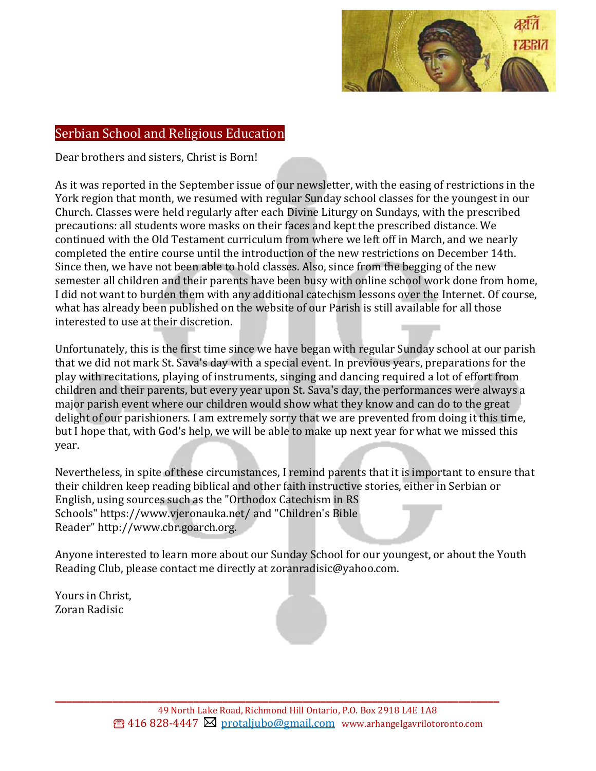## Serbian School and Religious Education

Dear brothers and sisters, Christ is Born!

As it was reported in the September issue of our newsletter, with the easing of restrictions in the York region that month, we resumed with regular Sunday school classes for the youngest in our Church. Classes were held regularly after each Divine Liturgy on Sundays, with the prescribed precautions: all students wore masks on their faces and kept the prescribed distance. We continued with the Old Testament curriculum from where we left off in March, and we nearly completed the entire course until the introduction of the new restrictions on December 14th. Since then, we have not been able to hold classes. Also, since from the begging of the new semester all children and their parents have been busy with online school work done from home, I did not want to burden them with any additional catechism lessons over the Internet. Of course, what has already been published on the website of our Parish is still available for all those interested to use at their discretion.

Unfortunately, this is the first time since we have began with regular Sunday school at our parish that we did not mark St. Sava's day with a special event. In previous years, preparations for the play with recitations, playing of instruments, singing and dancing required a lot of effort from children and their parents, but every year upon St. Sava's day, the performances were always a major parish event where our children would show what they know and can do to the great delight of our parishioners. I am extremely sorry that we are prevented from doing it this time, but I hope that, with God's help, we will be able to make up next year for what we missed this year.

Nevertheless, in spite of these circumstances, I remind parents that it is important to ensure that their children keep reading biblical and other faith instructive stories, either in Serbian or English, using sources such as the "Orthodox Catechism in RS Schools" https://www.vjeronauka.net/ and "Children's Bible Reader" http://www.cbr.goarch.org.

Anyone interested to learn more about our Sunday School for our youngest, or about the Youth Reading Club, please contact me directly at zoranradisic@yahoo.com.

Yours in Christ,
Zoran Radisic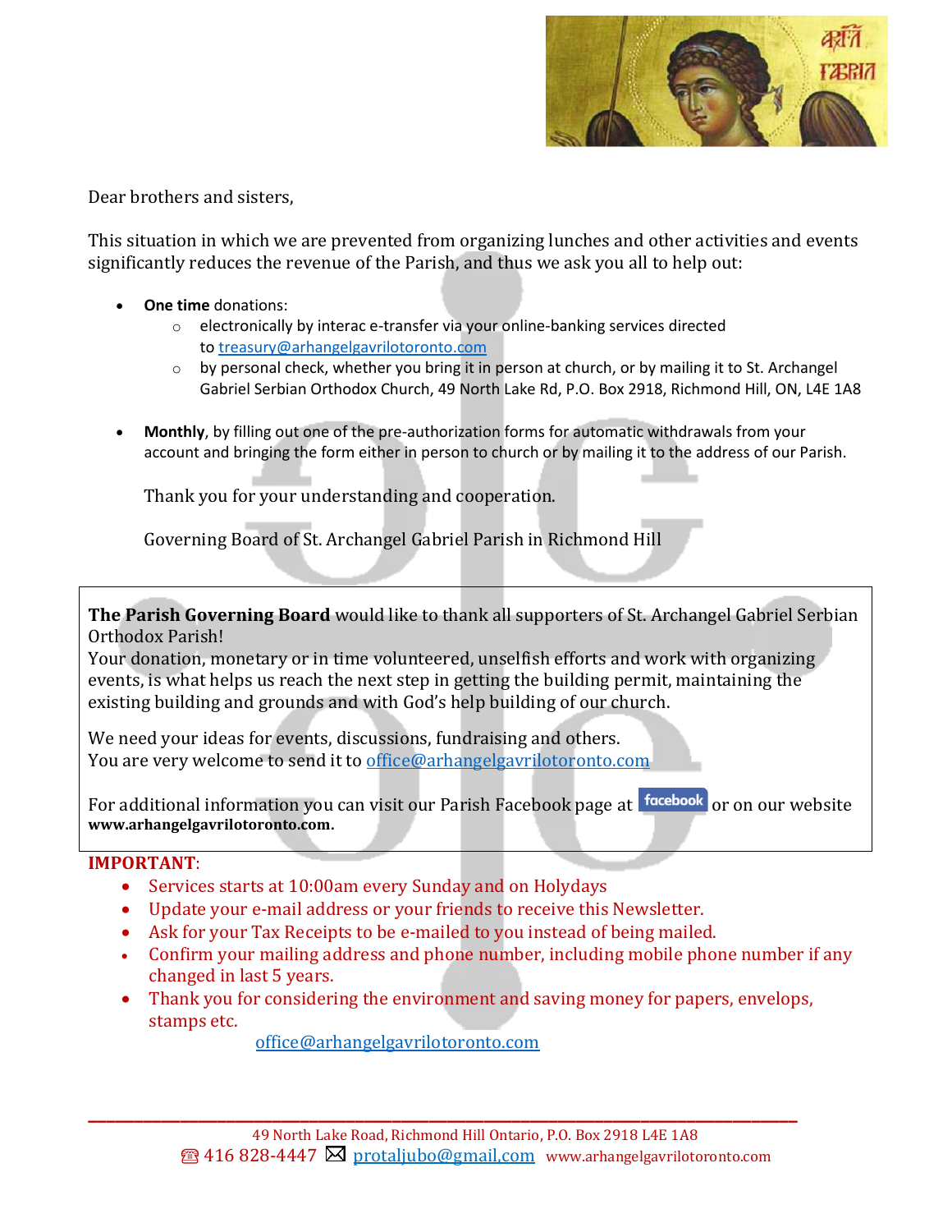Dear brothers and sisters,

This situation in which we are prevented from organizing lunches and other activities and events significantly reduces the revenue of the Parish, and thus we ask you all to help out:

- **One time** donations:
  - electronically by interac e-transfer via your online-banking services directed to treasury@arhangelgavrilotoronto.com
  - by personal check, whether you bring it in person at church, or by mailing it to St. Archangel Gabriel Serbian Orthodox Church, 49 North Lake Rd, P.O. Box 2918, Richmond Hill, ON, L4E 1A8

- **Monthly**, by filling out one of the pre-authorization forms for automatic withdrawals from your account and bringing the form either in person to church or by mailing it to the address of our Parish.

Thank you for your understanding and cooperation.

Governing Board of St. Archangel Gabriel Parish in Richmond Hill

**The Parish Governing Board** would like to thank all supporters of St. Archangel Gabriel Serbian Orthodox Parish!
Your donation, monetary or in time volunteered, unselfish efforts and work with organizing events, is what helps us reach the next step in getting the building permit, maintaining the existing building and grounds and with God's help building of our church.

We need your ideas for events, discussions, fundraising and others.
You are very welcome to send it to office@arhangelgavrilotoronto.com

For additional information you can visit our Parish Facebook page at facebook or on our website **www.arhangelgavrilotoronto.com.**

**IMPORTANT**:

- Services starts at 10:00am every Sunday and on Holydays
- Update your e-mail address or your friends to receive this Newsletter.
- Ask for your Tax Receipts to be e-mailed to you instead of being mailed.
- Confirm your mailing address and phone number, including mobile phone number if any changed in last 5 years.
- Thank you for considering the environment and saving money for papers, envelops, stamps etc.

office@arhangelgavrilotoronto.com

49 North Lake Road, Richmond Hill Ontario, P.O. Box 2918 L4E 1A8
☎ 416 828-4447 ✉ protaljubo@gmail.com www.arhangelgavrilotoronto.com